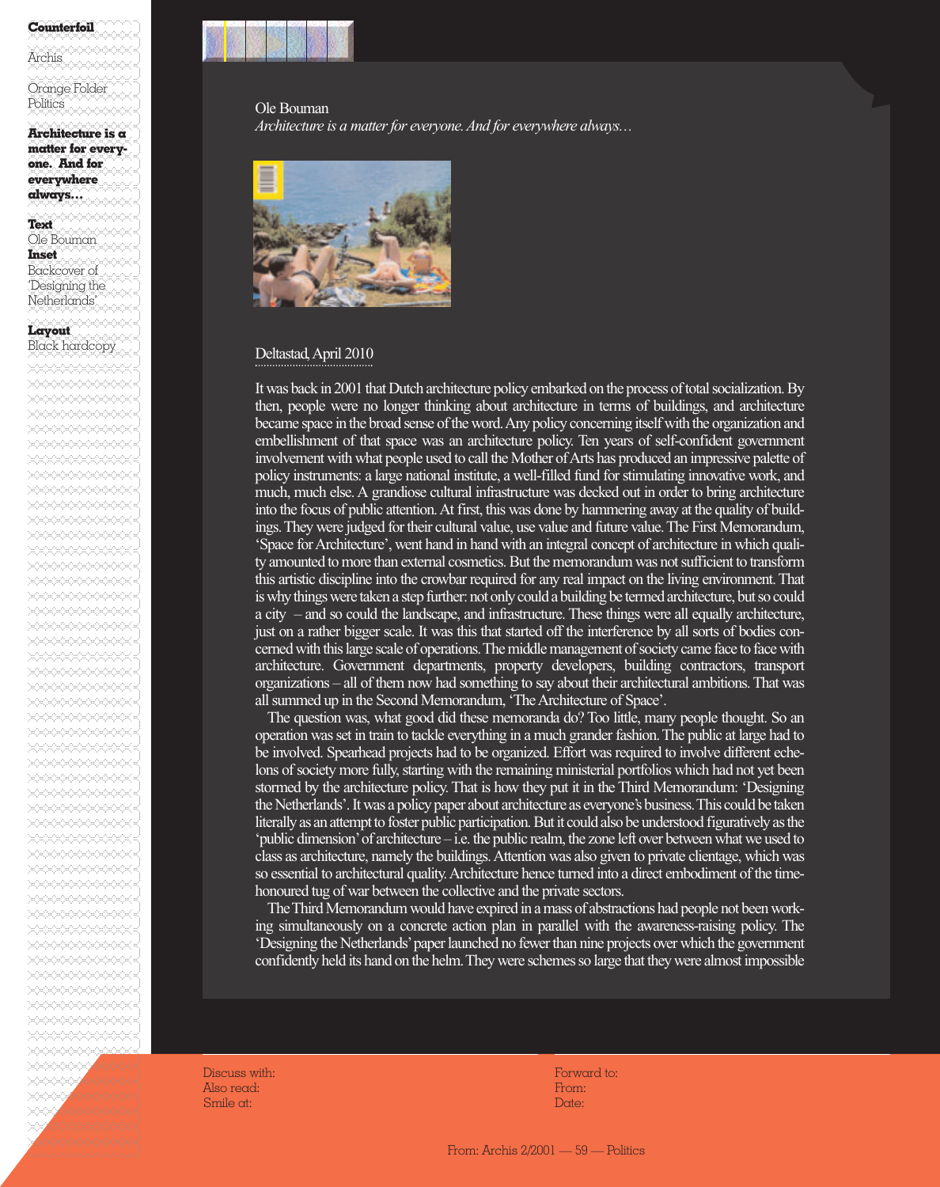**Counterfoil**

Archis

Orange Folder
Politics

**Architecture is a matter for everyone. And for everywhere always…**

**Text**
Ole Bouman
**Inset**
Backcover of 'Designing the Netherlands'

**Layout**
Black hardcopy

Ole Bouman

*Architecture is a matter for everyone. And for everywhere always…*

Deltastad, April 2010

It was back in 2001 that Dutch architecture policy embarked on the process of total socialization. By then, people were no longer thinking about architecture in terms of buildings, and architecture became space in the broad sense of the word. Any policy concerning itself with the organization and embellishment of that space was an architecture policy. Ten years of self-confident government involvement with what people used to call the Mother of Arts has produced an impressive palette of policy instruments: a large national institute, a well-filled fund for stimulating innovative work, and much, much else. A grandiose cultural infrastructure was decked out in order to bring architecture into the focus of public attention. At first, this was done by hammering away at the quality of buildings. They were judged for their cultural value, use value and future value. The First Memorandum, 'Space for Architecture', went hand in hand with an integral concept of architecture in which quality amounted to more than external cosmetics. But the memorandum was not sufficient to transform this artistic discipline into the crowbar required for any real impact on the living environment. That is why things were taken a step further: not only could a building be termed architecture, but so could a city – and so could the landscape, and infrastructure. These things were all equally architecture, just on a rather bigger scale. It was this that started off the interference by all sorts of bodies concerned with this large scale of operations. The middle management of society came face to face with architecture. Government departments, property developers, building contractors, transport organizations – all of them now had something to say about their architectural ambitions. That was all summed up in the Second Memorandum, 'The Architecture of Space'.

The question was, what good did these memoranda do? Too little, many people thought. So an operation was set in train to tackle everything in a much grander fashion. The public at large had to be involved. Spearhead projects had to be organized. Effort was required to involve different echelons of society more fully, starting with the remaining ministerial portfolios which had not yet been stormed by the architecture policy. That is how they put it in the Third Memorandum: 'Designing the Netherlands'. It was a policy paper about architecture as everyone's business. This could be taken literally as an attempt to foster public participation. But it could also be understood figuratively as the 'public dimension' of architecture – i.e. the public realm, the zone left over between what we used to class as architecture, namely the buildings. Attention was also given to private clientage, which was so essential to architectural quality. Architecture hence turned into a direct embodiment of the time-honoured tug of war between the collective and the private sectors.

The Third Memorandum would have expired in a mass of abstractions had people not been working simultaneously on a concrete action plan in parallel with the awareness-raising policy. The 'Designing the Netherlands' paper launched no fewer than nine projects over which the government confidently held its hand on the helm. They were schemes so large that they were almost impossible

Discuss with:
Also read:
Smile at:

Forward to:
From:
Date:

From: Archis 2/2001 — 59 — Politics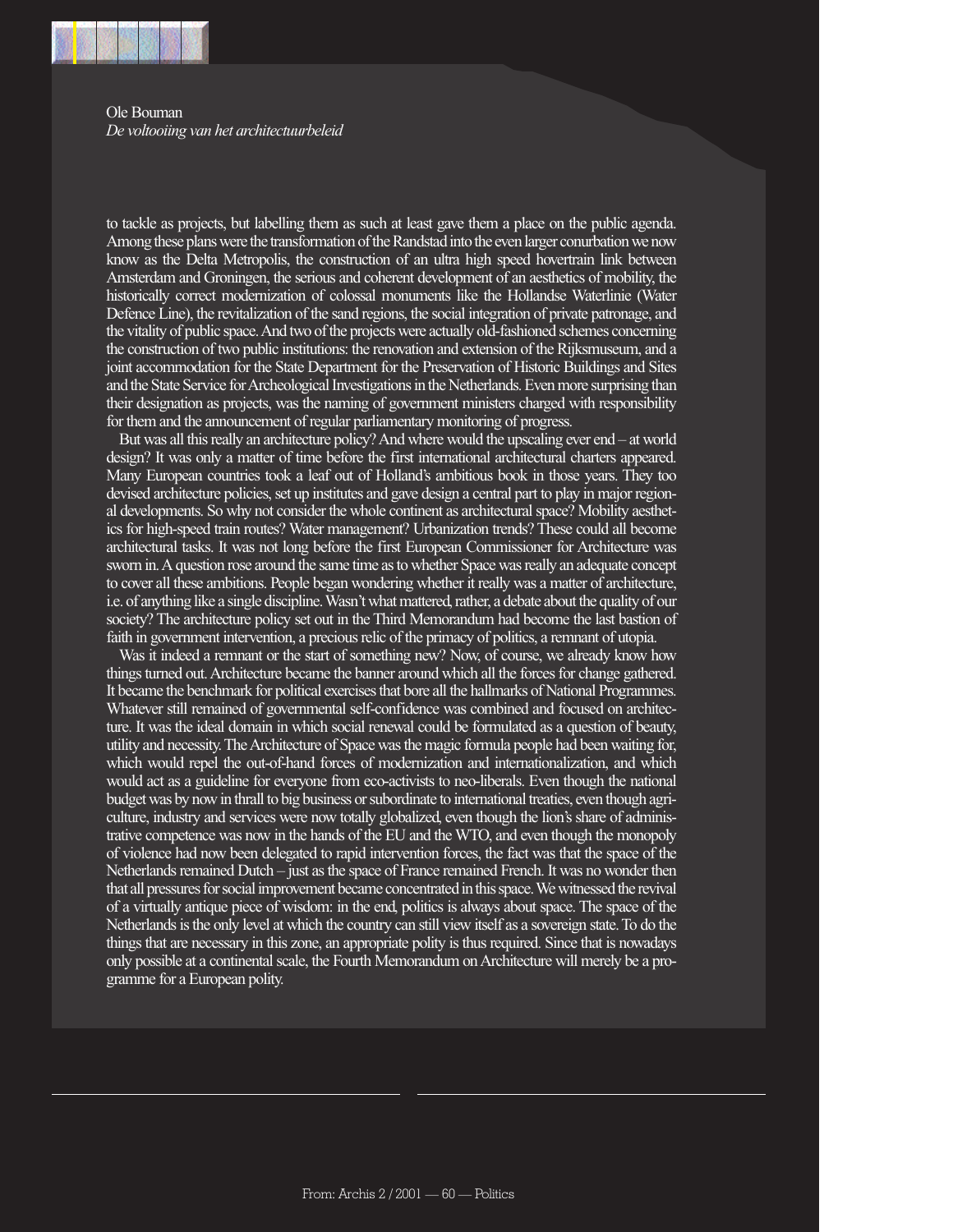to tackle as projects, but labelling them as such at least gave them a place on the public agenda. Among these plans were the transformation of the Randstad into the even larger conurbation we now know as the Delta Metropolis, the construction of an ultra high speed hovertrain link between Amsterdam and Groningen, the serious and coherent development of an aesthetics of mobility, the historically correct modernization of colossal monuments like the Hollandse Waterlinie (Water Defence Line), the revitalization of the sand regions, the social integration of private patronage, and the vitality of public space. And two of the projects were actually old-fashioned schemes concerning the construction of two public institutions: the renovation and extension of the Rijksmuseum, and a joint accommodation for the State Department for the Preservation of Historic Buildings and Sites and the State Service for Archeological Investigations in the Netherlands. Even more surprising than their designation as projects, was the naming of government ministers charged with responsibility for them and the announcement of regular parliamentary monitoring of progress.

But was all this really an architecture policy? And where would the upscaling ever end – at world design? It was only a matter of time before the first international architectural charters appeared. Many European countries took a leaf out of Holland's ambitious book in those years. They too devised architecture policies, set up institutes and gave design a central part to play in major regional developments. So why not consider the whole continent as architectural space? Mobility aesthetics for high-speed train routes? Water management? Urbanization trends? These could all become architectural tasks. It was not long before the first European Commissioner for Architecture was sworn in. A question rose around the same time as to whether Space was really an adequate concept to cover all these ambitions. People began wondering whether it really was a matter of architecture, i.e. of anything like a single discipline. Wasn't what mattered, rather, a debate about the quality of our society? The architecture policy set out in the Third Memorandum had become the last bastion of faith in government intervention, a precious relic of the primacy of politics, a remnant of utopia.

Was it indeed a remnant or the start of something new? Now, of course, we already know how things turned out. Architecture became the banner around which all the forces for change gathered. It became the benchmark for political exercises that bore all the hallmarks of National Programmes. Whatever still remained of governmental self-confidence was combined and focused on architecture. It was the ideal domain in which social renewal could be formulated as a question of beauty, utility and necessity. The Architecture of Space was the magic formula people had been waiting for, which would repel the out-of-hand forces of modernization and internationalization, and which would act as a guideline for everyone from eco-activists to neo-liberals. Even though the national budget was by now in thrall to big business or subordinate to international treaties, even though agriculture, industry and services were now totally globalized, even though the lion's share of administrative competence was now in the hands of the EU and the WTO, and even though the monopoly of violence had now been delegated to rapid intervention forces, the fact was that the space of the Netherlands remained Dutch – just as the space of France remained French. It was no wonder then that all pressures for social improvement became concentrated in this space. We witnessed the revival of a virtually antique piece of wisdom: in the end, politics is always about space. The space of the Netherlands is the only level at which the country can still view itself as a sovereign state. To do the things that are necessary in this zone, an appropriate polity is thus required. Since that is nowadays only possible at a continental scale, the Fourth Memorandum on Architecture will merely be a programme for a European polity.